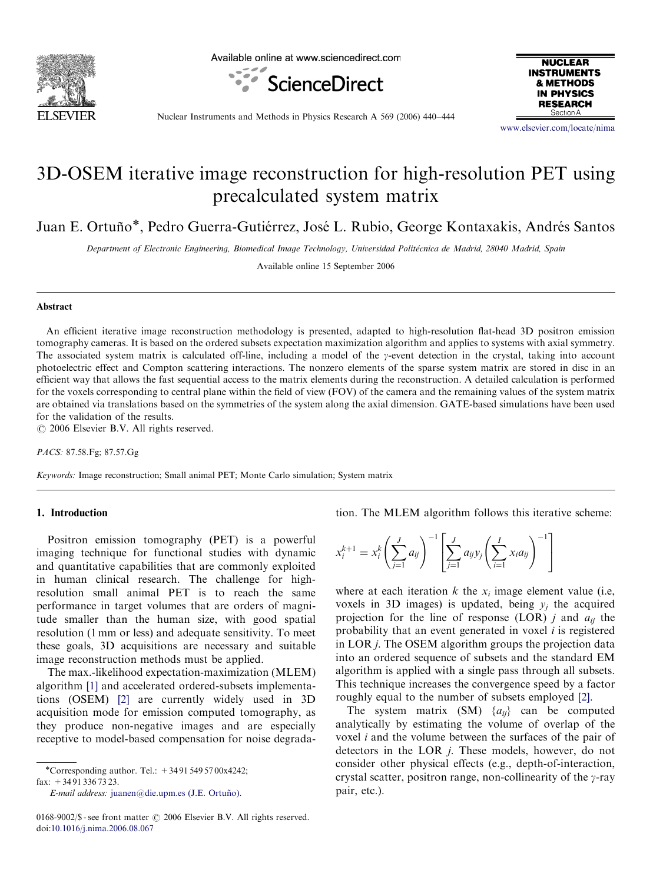# 3D-OSEM iterative image reconstruction for high-resolution PET using precalculated system matrix

Juan E. Ortuño*, Pedro Guerra-Gutiérrez, José L. Rubio, George Kontaxakis, Andrés Santos

*Department of Electronic Engineering, Biomedical Image Technology, Universidad Politécnica de Madrid, 28040 Madrid, Spain*

Available online 15 September 2006

## Abstract

An efficient iterative image reconstruction methodology is presented, adapted to high-resolution flat-head 3D positron emission tomography cameras. It is based on the ordered subsets expectation maximization algorithm and applies to systems with axial symmetry. The associated system matrix is calculated off-line, including a model of the $\gamma$-event detection in the crystal, taking into account photoelectric effect and Compton scattering interactions. The nonzero elements of the sparse system matrix are stored in disc in an efficient way that allows the fast sequential access to the matrix elements during the reconstruction. A detailed calculation is performed for the voxels corresponding to central plane within the field of view (FOV) of the camera and the remaining values of the system matrix are obtained via translations based on the symmetries of the system along the axial dimension. GATE-based simulations have been used for the validation of the results.

© 2006 Elsevier B.V. All rights reserved.

*PACS:* 87.58.Fg; 87.57.Gg

*Keywords:* Image reconstruction; Small animal PET; Monte Carlo simulation; System matrix

## 1. Introduction

Positron emission tomography (PET) is a powerful imaging technique for functional studies with dynamic and quantitative capabilities that are commonly exploited in human clinical research. The challenge for high-resolution small animal PET is to reach the same performance in target volumes that are orders of magnitude smaller than the human size, with good spatial resolution (1 mm or less) and adequate sensitivity. To meet these goals, 3D acquisitions are necessary and suitable image reconstruction methods must be applied.

The max.-likelihood expectation-maximization (MLEM) algorithm [1] and accelerated ordered-subsets implementations (OSEM) [2] are currently widely used in 3D acquisition mode for emission computed tomography, as they produce non-negative images and are especially receptive to model-based compensation for noise degradation. The MLEM algorithm follows this iterative scheme:

$$x_i^{k+1} = x_i^k \left( \sum_{j=1}^{J} a_{ij} \right)^{-1} \left[ \sum_{j=1}^{J} a_{ij} y_j \left( \sum_{i=1}^{I} x_i a_{ij} \right)^{-1} \right]$$

where at each iteration $k$ the $x_i$ image element value (i.e, voxels in 3D images) is updated, being $y_j$ the acquired projection for the line of response (LOR) $j$ and $a_{ij}$ the probability that an event generated in voxel $i$ is registered in LOR $j$. The OSEM algorithm groups the projection data into an ordered sequence of subsets and the standard EM algorithm is applied with a single pass through all subsets. This technique increases the convergence speed by a factor roughly equal to the number of subsets employed [2].

The system matrix (SM) $\{a_{ij}\}$ can be computed analytically by estimating the volume of overlap of the voxel $i$ and the volume between the surfaces of the pair of detectors in the LOR $j$. These models, however, do not consider other physical effects (e.g., depth-of-interaction, crystal scatter, positron range, non-collinearity of the $\gamma$-ray pair, etc.).

*Corresponding author. Tel.: +34 91 549 57 00x4242; fax: +34 91 336 73 23.
*E-mail address:* juanen@die.upm.es (J.E. Ortuño).

0168-9002/$ - see front matter © 2006 Elsevier B.V. All rights reserved.
doi:10.1016/j.nima.2006.08.067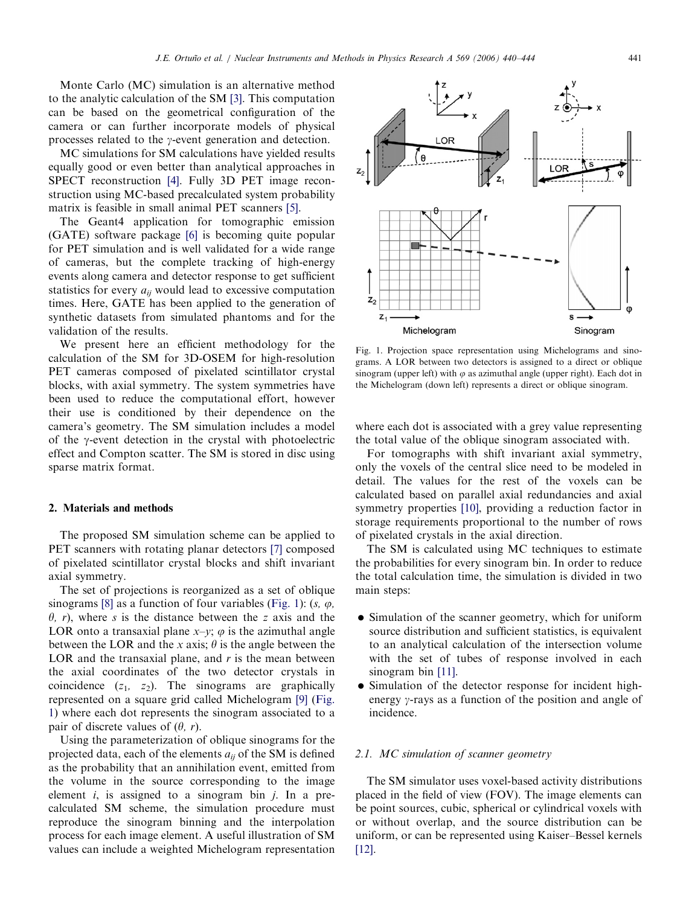Monte Carlo (MC) simulation is an alternative method to the analytic calculation of the SM [3]. This computation can be based on the geometrical configuration of the camera or can further incorporate models of physical processes related to the $\gamma$-event generation and detection.

MC simulations for SM calculations have yielded results equally good or even better than analytical approaches in SPECT reconstruction [4]. Fully 3D PET image reconstruction using MC-based precalculated system probability matrix is feasible in small animal PET scanners [5].

The Geant4 application for tomographic emission (GATE) software package [6] is becoming quite popular for PET simulation and is well validated for a wide range of cameras, but the complete tracking of high-energy events along camera and detector response to get sufficient statistics for every $a_{ij}$ would lead to excessive computation times. Here, GATE has been applied to the generation of synthetic datasets from simulated phantoms and for the validation of the results.

We present here an efficient methodology for the calculation of the SM for 3D-OSEM for high-resolution PET cameras composed of pixelated scintillator crystal blocks, with axial symmetry. The system symmetries have been used to reduce the computational effort, however their use is conditioned by their dependence on the camera's geometry. The SM simulation includes a model of the $\gamma$-event detection in the crystal with photoelectric effect and Compton scatter. The SM is stored in disc using sparse matrix format.

## 2. Materials and methods

The proposed SM simulation scheme can be applied to PET scanners with rotating planar detectors [7] composed of pixelated scintillator crystal blocks and shift invariant axial symmetry.

The set of projections is reorganized as a set of oblique sinograms [8] as a function of four variables (Fig. 1): ($s$, $\varphi$, $\theta$, $r$), where $s$ is the distance between the $z$ axis and the LOR onto a transaxial plane $x$–$y$; $\varphi$ is the azimuthal angle between the LOR and the $x$ axis; $\theta$ is the angle between the LOR and the transaxial plane, and $r$ is the mean between the axial coordinates of the two detector crystals in coincidence ($z_1$, $z_2$). The sinograms are graphically represented on a square grid called Michelogram [9] (Fig. 1) where each dot represents the sinogram associated to a pair of discrete values of ($\theta$, $r$).

Using the parameterization of oblique sinograms for the projected data, each of the elements $a_{ij}$ of the SM is defined as the probability that an annihilation event, emitted from the volume in the source corresponding to the image element $i$, is assigned to a sinogram bin $j$. In a precalculated SM scheme, the simulation procedure must reproduce the sinogram binning and the interpolation process for each image element. A useful illustration of SM values can include a weighted Michelogram representation where each dot is associated with a grey value representing the total value of the oblique sinogram associated with.

Fig. 1. Projection space representation using Michelograms and sinograms. A LOR between two detectors is assigned to a direct or oblique sinogram (upper left) with $\varphi$ as azimuthal angle (upper right). Each dot in the Michelogram (down left) represents a direct or oblique sinogram.

For tomographs with shift invariant axial symmetry, only the voxels of the central slice need to be modeled in detail. The values for the rest of the voxels can be calculated based on parallel axial redundancies and axial symmetry properties [10], providing a reduction factor in storage requirements proportional to the number of rows of pixelated crystals in the axial direction.

The SM is calculated using MC techniques to estimate the probabilities for every sinogram bin. In order to reduce the total calculation time, the simulation is divided in two main steps:

- Simulation of the scanner geometry, which for uniform source distribution and sufficient statistics, is equivalent to an analytical calculation of the intersection volume with the set of tubes of response involved in each sinogram bin [11].
- Simulation of the detector response for incident high-energy $\gamma$-rays as a function of the position and angle of incidence.

### 2.1. MC simulation of scanner geometry

The SM simulator uses voxel-based activity distributions placed in the field of view (FOV). The image elements can be point sources, cubic, spherical or cylindrical voxels with or without overlap, and the source distribution can be uniform, or can be represented using Kaiser–Bessel kernels [12].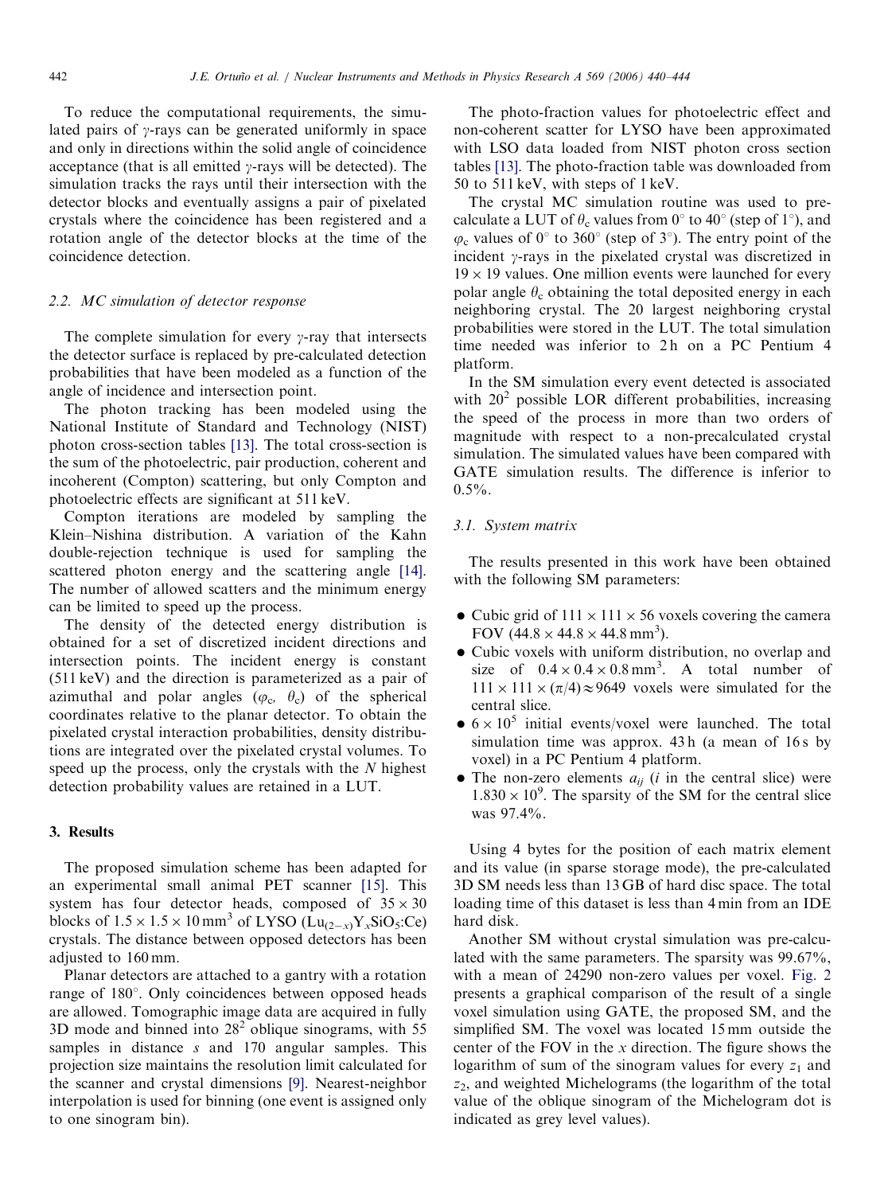To reduce the computational requirements, the simulated pairs of $\gamma$-rays can be generated uniformly in space and only in directions within the solid angle of coincidence acceptance (that is all emitted $\gamma$-rays will be detected). The simulation tracks the rays until their intersection with the detector blocks and eventually assigns a pair of pixelated crystals where the coincidence has been registered and a rotation angle of the detector blocks at the time of the coincidence detection.

### 2.2. MC simulation of detector response

The complete simulation for every $\gamma$-ray that intersects the detector surface is replaced by pre-calculated detection probabilities that have been modeled as a function of the angle of incidence and intersection point.

The photon tracking has been modeled using the National Institute of Standard and Technology (NIST) photon cross-section tables [13]. The total cross-section is the sum of the photoelectric, pair production, coherent and incoherent (Compton) scattering, but only Compton and photoelectric effects are significant at 511 keV.

Compton iterations are modeled by sampling the Klein–Nishina distribution. A variation of the Kahn double-rejection technique is used for sampling the scattered photon energy and the scattering angle [14]. The number of allowed scatters and the minimum energy can be limited to speed up the process.

The density of the detected energy distribution is obtained for a set of discretized incident directions and intersection points. The incident energy is constant (511 keV) and the direction is parameterized as a pair of azimuthal and polar angles ($\varphi_c$, $\theta_c$) of the spherical coordinates relative to the planar detector. To obtain the pixelated crystal interaction probabilities, density distributions are integrated over the pixelated crystal volumes. To speed up the process, only the crystals with the $N$ highest detection probability values are retained in a LUT.

## 3. Results

The proposed simulation scheme has been adapted for an experimental small animal PET scanner [15]. This system has four detector heads, composed of $35 \times 30$ blocks of $1.5 \times 1.5 \times 10\,\text{mm}^3$ of LYSO ($Lu_{(2-x)}Y_xSiO_5$:Ce) crystals. The distance between opposed detectors has been adjusted to 160 mm.

Planar detectors are attached to a gantry with a rotation range of 180°. Only coincidences between opposed heads are allowed. Tomographic image data are acquired in fully 3D mode and binned into $28^2$ oblique sinograms, with 55 samples in distance $s$ and 170 angular samples. This projection size maintains the resolution limit calculated for the scanner and crystal dimensions [9]. Nearest-neighbor interpolation is used for binning (one event is assigned only to one sinogram bin).

The photo-fraction values for photoelectric effect and non-coherent scatter for LYSO have been approximated with LSO data loaded from NIST photon cross section tables [13]. The photo-fraction table was downloaded from 50 to 511 keV, with steps of 1 keV.

The crystal MC simulation routine was used to pre-calculate a LUT of $\theta_c$ values from 0° to 40° (step of 1°), and $\varphi_c$ values of 0° to 360° (step of 3°). The entry point of the incident $\gamma$-rays in the pixelated crystal was discretized in $19 \times 19$ values. One million events were launched for every polar angle $\theta_c$ obtaining the total deposited energy in each neighboring crystal. The 20 largest neighboring crystal probabilities were stored in the LUT. The total simulation time needed was inferior to 2 h on a PC Pentium 4 platform.

In the SM simulation every event detected is associated with $20^2$ possible LOR different probabilities, increasing the speed of the process in more than two orders of magnitude with respect to a non-precalculated crystal simulation. The simulated values have been compared with GATE simulation results. The difference is inferior to 0.5%.

### 3.1. System matrix

The results presented in this work have been obtained with the following SM parameters:

- Cubic grid of $111 \times 111 \times 56$ voxels covering the camera FOV ($44.8 \times 44.8 \times 44.8\,\text{mm}^3$).
- Cubic voxels with uniform distribution, no overlap and size of $0.4 \times 0.4 \times 0.8\,\text{mm}^3$. A total number of $111 \times 111 \times (\pi/4) \approx 9649$ voxels were simulated for the central slice.
- $6 \times 10^5$ initial events/voxel were launched. The total simulation time was approx. 43 h (a mean of 16 s by voxel) in a PC Pentium 4 platform.
- The non-zero elements $a_{ij}$ ($i$ in the central slice) were $1.830 \times 10^9$. The sparsity of the SM for the central slice was 97.4%.

Using 4 bytes for the position of each matrix element and its value (in sparse storage mode), the pre-calculated 3D SM needs less than 13 GB of hard disc space. The total loading time of this dataset is less than 4 min from an IDE hard disk.

Another SM without crystal simulation was pre-calculated with the same parameters. The sparsity was 99.67%, with a mean of 24290 non-zero values per voxel. Fig. 2 presents a graphical comparison of the result of a single voxel simulation using GATE, the proposed SM, and the simplified SM. The voxel was located 15 mm outside the center of the FOV in the $x$ direction. The figure shows the logarithm of sum of the sinogram values for every $z_1$ and $z_2$, and weighted Michelograms (the logarithm of the total value of the oblique sinogram of the Michelogram dot is indicated as grey level values).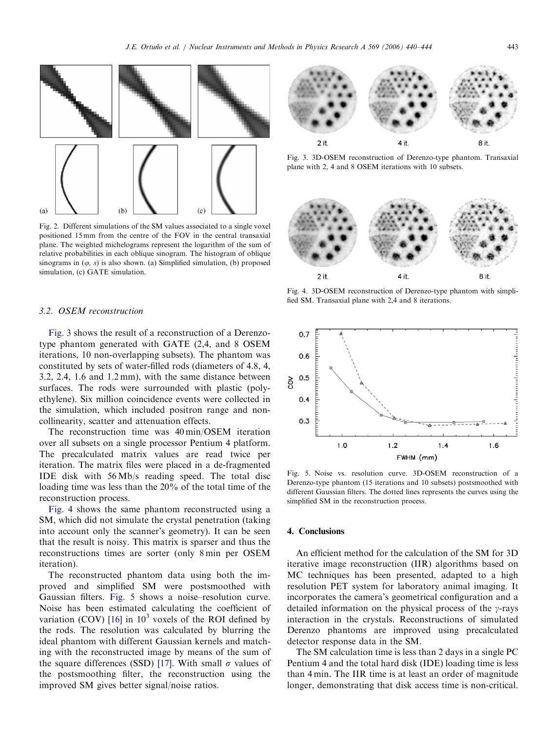Fig. 2. Different simulations of the SM values associated to a single voxel positioned 15 mm from the centre of the FOV in the central transaxial plane. The weighted michelograms represent the logarithm of the sum of relative probabilities in each oblique sinogram. The histogram of oblique sinograms in ($\varphi$, $s$) is also shown. (a) Simplified simulation, (b) proposed simulation, (c) GATE simulation.

Fig. 3. 3D-OSEM reconstruction of Derenzo-type phantom. Transaxial plane with 2, 4 and 8 OSEM iterations with 10 subsets.

Fig. 4. 3D-OSEM reconstruction of Derenzo-type phantom with simplified SM. Transaxial plane with 2,4 and 8 iterations.

Fig. 5. Noise vs. resolution curve. 3D-OSEM reconstruction of a Derenzo-type phantom (15 iterations and 10 subsets) postsmoothed with different Gaussian filters. The dotted lines represents the curves using the simplified SM in the reconstruction process.

### 3.2. OSEM reconstruction

Fig. 3 shows the result of a reconstruction of a Derenzo-type phantom generated with GATE (2,4, and 8 OSEM iterations, 10 non-overlapping subsets). The phantom was constituted by sets of water-filled rods (diameters of 4.8, 4, 3.2, 2.4, 1.6 and 1.2 mm), with the same distance between surfaces. The rods were surrounded with plastic (polyethylene). Six million coincidence events were collected in the simulation, which included positron range and non-collinearity, scatter and attenuation effects.

The reconstruction time was 40 min/OSEM iteration over all subsets on a single processor Pentium 4 platform. The precalculated matrix values are read twice per iteration. The matrix files were placed in a de-fragmented IDE disk with 56 Mb/s reading speed. The total disc loading time was less than the 20% of the total time of the reconstruction process.

Fig. 4 shows the same phantom reconstructed using a SM, which did not simulate the crystal penetration (taking into account only the scanner's geometry). It can be seen that the result is noisy. This matrix is sparser and thus the reconstructions times are sorter (only 8 min per OSEM iteration).

The reconstructed phantom data using both the improved and simplified SM were postsmoothed with Gaussian filters. Fig. 5 shows a noise–resolution curve. Noise has been estimated calculating the coefficient of variation (COV) [16] in $10^3$ voxels of the ROI defined by the rods. The resolution was calculated by blurring the ideal phantom with different Gaussian kernels and matching with the reconstructed image by means of the sum of the square differences (SSD) [17]. With small $\sigma$ values of the postsmoothing filter, the reconstruction using the improved SM gives better signal/noise ratios.

## 4. Conclusions

An efficient method for the calculation of the SM for 3D iterative image reconstruction (IIR) algorithms based on MC techniques has been presented, adapted to a high resolution PET system for laboratory animal imaging. It incorporates the camera's geometrical configuration and a detailed information on the physical process of the $\gamma$-rays interaction in the crystals. Reconstructions of simulated Derenzo phantoms are improved using precalculated detector response data in the SM.

The SM calculation time is less than 2 days in a single PC Pentium 4 and the total hard disk (IDE) loading time is less than 4 min. The IIR time is at least an order of magnitude longer, demonstrating that disk access time is non-critical.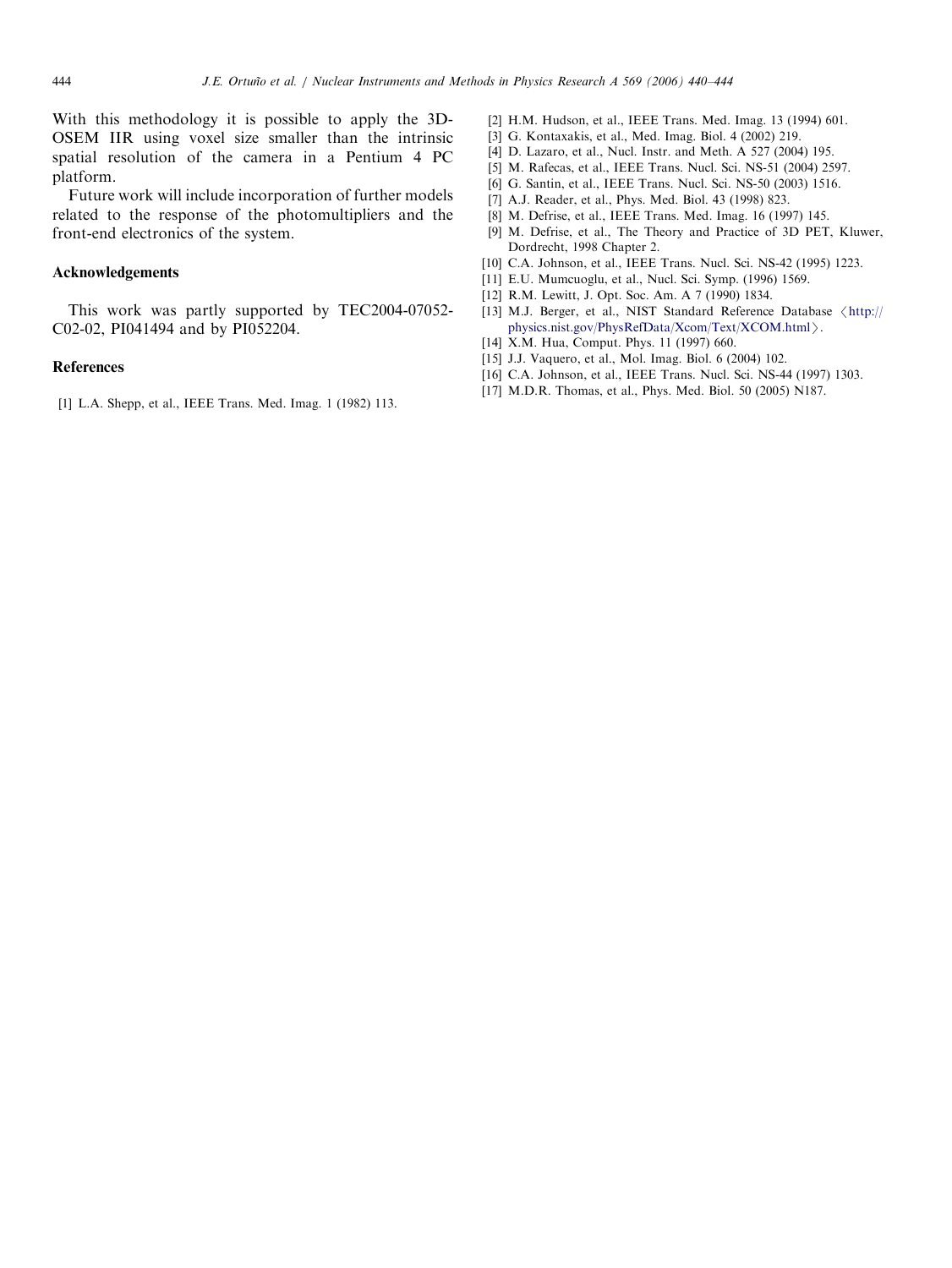With this methodology it is possible to apply the 3D-OSEM IIR using voxel size smaller than the intrinsic spatial resolution of the camera in a Pentium 4 PC platform.

Future work will include incorporation of further models related to the response of the photomultipliers and the front-end electronics of the system.

## Acknowledgements

This work was partly supported by TEC2004-07052-C02-02, PI041494 and by PI052204.

## References

[1] L.A. Shepp, et al., IEEE Trans. Med. Imag. 1 (1982) 113.
[2] H.M. Hudson, et al., IEEE Trans. Med. Imag. 13 (1994) 601.
[3] G. Kontaxakis, et al., Med. Imag. Biol. 4 (2002) 219.
[4] D. Lazaro, et al., Nucl. Instr. and Meth. A 527 (2004) 195.
[5] M. Rafecas, et al., IEEE Trans. Nucl. Sci. NS-51 (2004) 2597.
[6] G. Santin, et al., IEEE Trans. Nucl. Sci. NS-50 (2003) 1516.
[7] A.J. Reader, et al., Phys. Med. Biol. 43 (1998) 823.
[8] M. Defrise, et al., IEEE Trans. Med. Imag. 16 (1997) 145.
[9] M. Defrise, et al., The Theory and Practice of 3D PET, Kluwer, Dordrecht, 1998 Chapter 2.
[10] C.A. Johnson, et al., IEEE Trans. Nucl. Sci. NS-42 (1995) 1223.
[11] E.U. Mumcuoglu, et al., Nucl. Sci. Symp. (1996) 1569.
[12] R.M. Lewitt, J. Opt. Soc. Am. A 7 (1990) 1834.
[13] M.J. Berger, et al., NIST Standard Reference Database ⟨http://physics.nist.gov/PhysRefData/Xcom/Text/XCOM.html⟩.
[14] X.M. Hua, Comput. Phys. 11 (1997) 660.
[15] J.J. Vaquero, et al., Mol. Imag. Biol. 6 (2004) 102.
[16] C.A. Johnson, et al., IEEE Trans. Nucl. Sci. NS-44 (1997) 1303.
[17] M.D.R. Thomas, et al., Phys. Med. Biol. 50 (2005) N187.